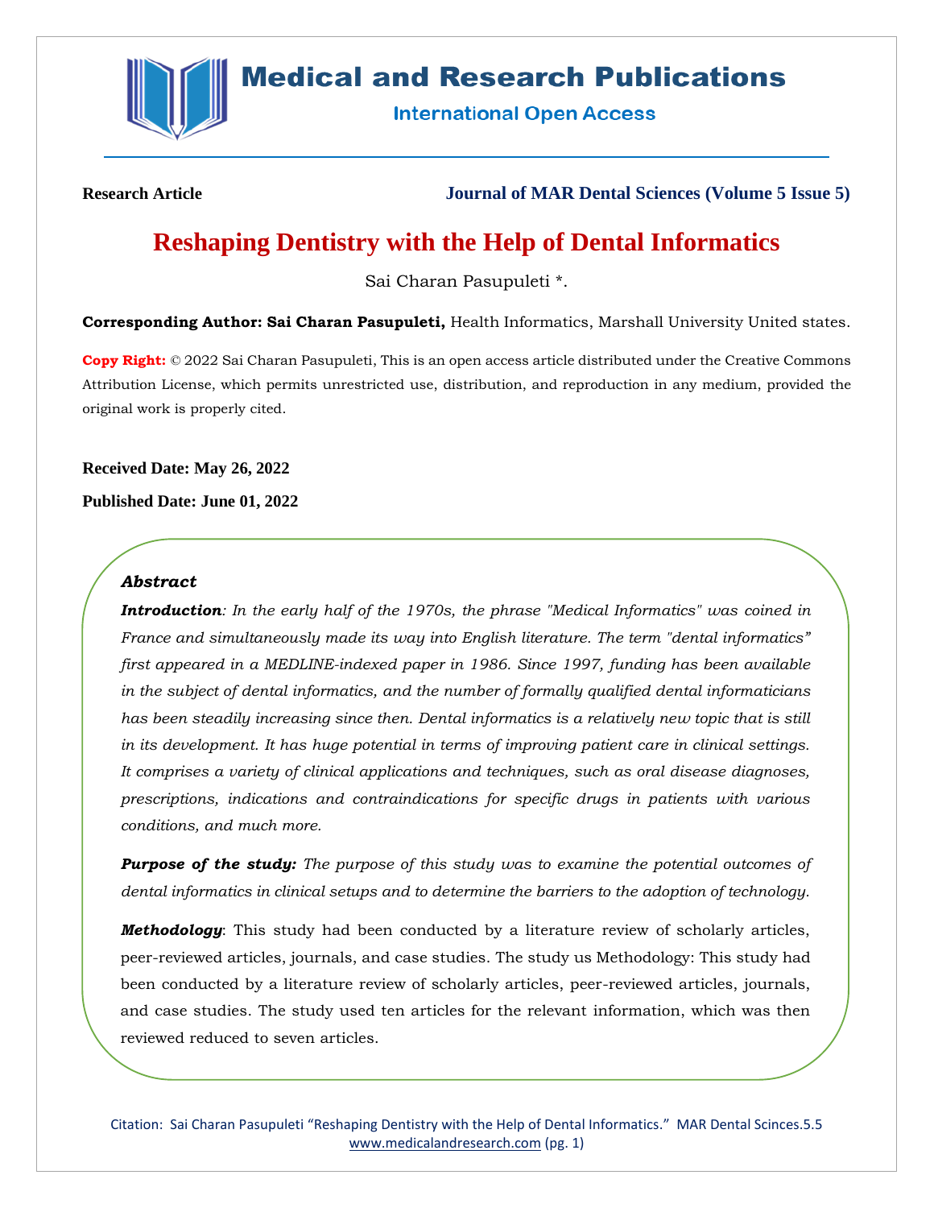Research Article

Journal of MAR Dental Sciences (Volume 5 Issue 5)

# Reshaping Dentistry with the Help of Dental Informatics

Sai Charan Pasupuleti *.

**Corresponding Author: Sai Charan Pasupuleti,** Health Informatics, Marshall University United states.

**Copy Right:** © 2022 Sai Charan Pasupuleti, This is an open access article distributed under the Creative Commons Attribution License, which permits unrestricted use, distribution, and reproduction in any medium, provided the original work is properly cited.

**Received Date: May 26, 2022**

**Published Date: June 01, 2022**

### *Abstract*

***Introduction****: In the early half of the 1970s, the phrase "Medical Informatics" was coined in France and simultaneously made its way into English literature. The term "dental informatics" first appeared in a MEDLINE-indexed paper in 1986. Since 1997, funding has been available in the subject of dental informatics, and the number of formally qualified dental informaticians has been steadily increasing since then. Dental informatics is a relatively new topic that is still in its development. It has huge potential in terms of improving patient care in clinical settings. It comprises a variety of clinical applications and techniques, such as oral disease diagnoses, prescriptions, indications and contraindications for specific drugs in patients with various conditions, and much more.*

***Purpose of the study:*** *The purpose of this study was to examine the potential outcomes of dental informatics in clinical setups and to determine the barriers to the adoption of technology.*

***Methodology***: This study had been conducted by a literature review of scholarly articles, peer-reviewed articles, journals, and case studies. The study us Methodology: This study had been conducted by a literature review of scholarly articles, peer-reviewed articles, journals, and case studies. The study used ten articles for the relevant information, which was then reviewed reduced to seven articles.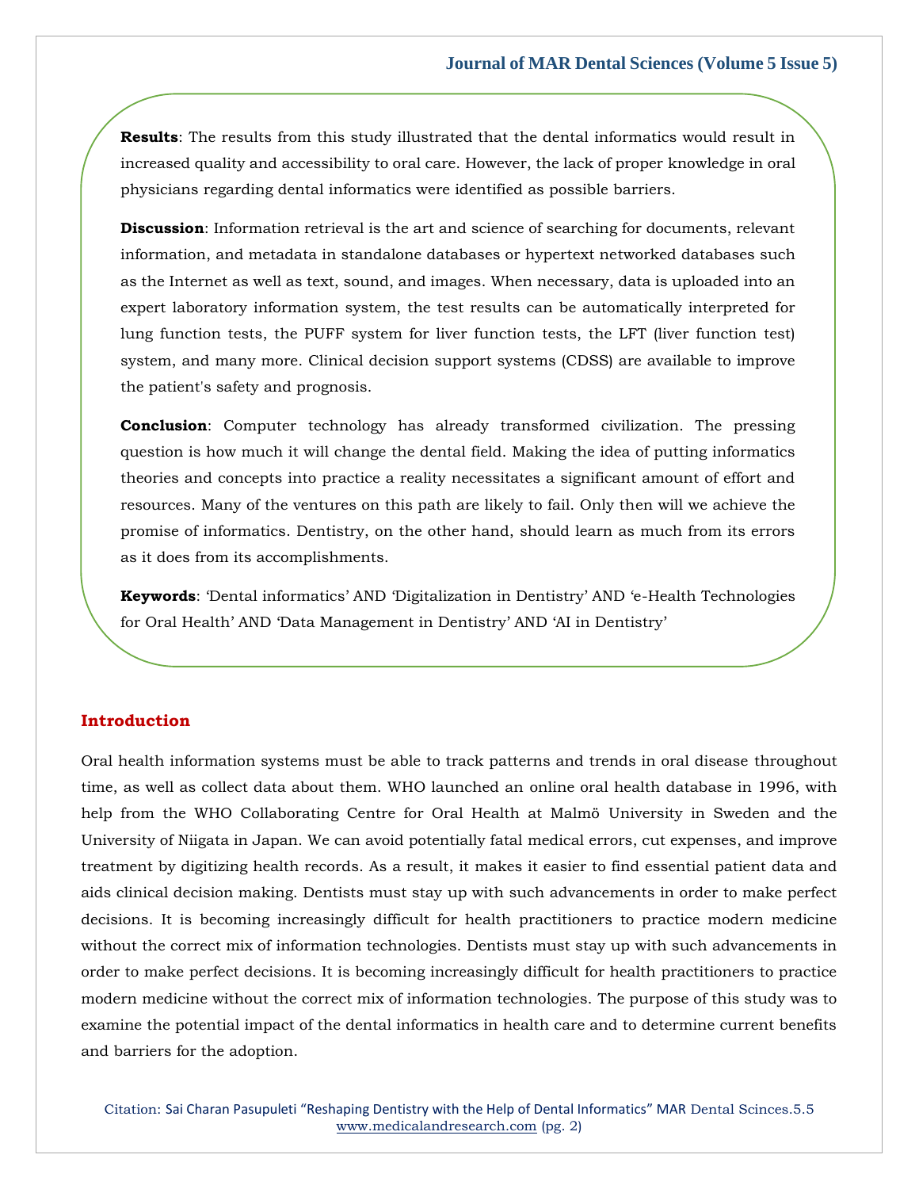**Results**: The results from this study illustrated that the dental informatics would result in increased quality and accessibility to oral care. However, the lack of proper knowledge in oral physicians regarding dental informatics were identified as possible barriers.

**Discussion**: Information retrieval is the art and science of searching for documents, relevant information, and metadata in standalone databases or hypertext networked databases such as the Internet as well as text, sound, and images. When necessary, data is uploaded into an expert laboratory information system, the test results can be automatically interpreted for lung function tests, the PUFF system for liver function tests, the LFT (liver function test) system, and many more. Clinical decision support systems (CDSS) are available to improve the patient's safety and prognosis.

**Conclusion**: Computer technology has already transformed civilization. The pressing question is how much it will change the dental field. Making the idea of putting informatics theories and concepts into practice a reality necessitates a significant amount of effort and resources. Many of the ventures on this path are likely to fail. Only then will we achieve the promise of informatics. Dentistry, on the other hand, should learn as much from its errors as it does from its accomplishments.

**Keywords**: 'Dental informatics' AND 'Digitalization in Dentistry' AND 'e-Health Technologies for Oral Health' AND 'Data Management in Dentistry' AND 'AI in Dentistry'

## Introduction

Oral health information systems must be able to track patterns and trends in oral disease throughout time, as well as collect data about them. WHO launched an online oral health database in 1996, with help from the WHO Collaborating Centre for Oral Health at Malmö University in Sweden and the University of Niigata in Japan. We can avoid potentially fatal medical errors, cut expenses, and improve treatment by digitizing health records. As a result, it makes it easier to find essential patient data and aids clinical decision making. Dentists must stay up with such advancements in order to make perfect decisions. It is becoming increasingly difficult for health practitioners to practice modern medicine without the correct mix of information technologies. Dentists must stay up with such advancements in order to make perfect decisions. It is becoming increasingly difficult for health practitioners to practice modern medicine without the correct mix of information technologies. The purpose of this study was to examine the potential impact of the dental informatics in health care and to determine current benefits and barriers for the adoption.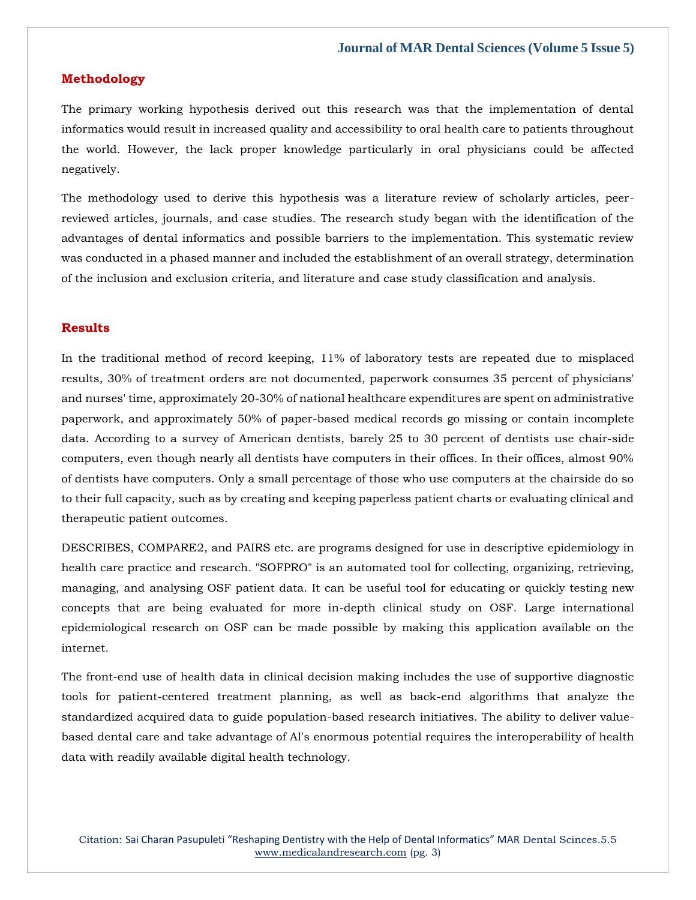## Methodology

The primary working hypothesis derived out this research was that the implementation of dental informatics would result in increased quality and accessibility to oral health care to patients throughout the world. However, the lack proper knowledge particularly in oral physicians could be affected negatively.

The methodology used to derive this hypothesis was a literature review of scholarly articles, peer-reviewed articles, journals, and case studies. The research study began with the identification of the advantages of dental informatics and possible barriers to the implementation. This systematic review was conducted in a phased manner and included the establishment of an overall strategy, determination of the inclusion and exclusion criteria, and literature and case study classification and analysis.

## Results

In the traditional method of record keeping, 11% of laboratory tests are repeated due to misplaced results, 30% of treatment orders are not documented, paperwork consumes 35 percent of physicians' and nurses' time, approximately 20-30% of national healthcare expenditures are spent on administrative paperwork, and approximately 50% of paper-based medical records go missing or contain incomplete data. According to a survey of American dentists, barely 25 to 30 percent of dentists use chair-side computers, even though nearly all dentists have computers in their offices. In their offices, almost 90% of dentists have computers. Only a small percentage of those who use computers at the chairside do so to their full capacity, such as by creating and keeping paperless patient charts or evaluating clinical and therapeutic patient outcomes.

DESCRIBES, COMPARE2, and PAIRS etc. are programs designed for use in descriptive epidemiology in health care practice and research. "SOFPRO" is an automated tool for collecting, organizing, retrieving, managing, and analysing OSF patient data. It can be useful tool for educating or quickly testing new concepts that are being evaluated for more in-depth clinical study on OSF. Large international epidemiological research on OSF can be made possible by making this application available on the internet.

The front-end use of health data in clinical decision making includes the use of supportive diagnostic tools for patient-centered treatment planning, as well as back-end algorithms that analyze the standardized acquired data to guide population-based research initiatives. The ability to deliver value-based dental care and take advantage of AI's enormous potential requires the interoperability of health data with readily available digital health technology.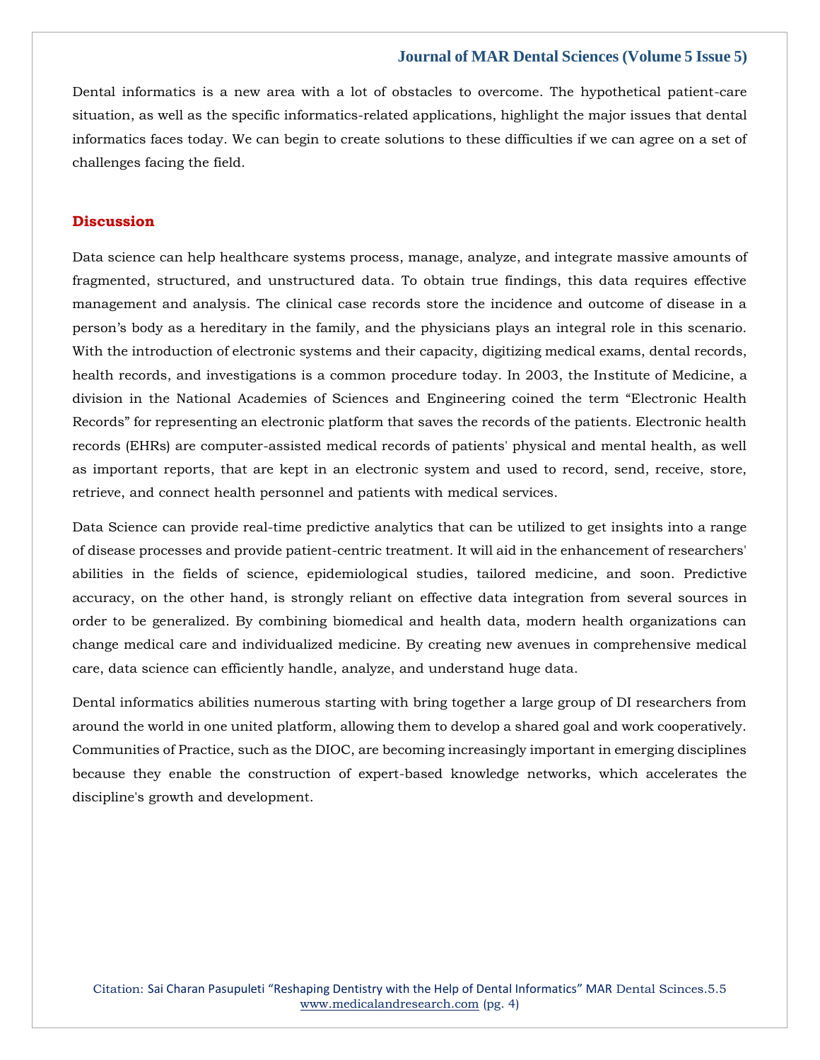Dental informatics is a new area with a lot of obstacles to overcome. The hypothetical patient-care situation, as well as the specific informatics-related applications, highlight the major issues that dental informatics faces today. We can begin to create solutions to these difficulties if we can agree on a set of challenges facing the field.

## Discussion

Data science can help healthcare systems process, manage, analyze, and integrate massive amounts of fragmented, structured, and unstructured data. To obtain true findings, this data requires effective management and analysis. The clinical case records store the incidence and outcome of disease in a person's body as a hereditary in the family, and the physicians plays an integral role in this scenario. With the introduction of electronic systems and their capacity, digitizing medical exams, dental records, health records, and investigations is a common procedure today. In 2003, the Institute of Medicine, a division in the National Academies of Sciences and Engineering coined the term "Electronic Health Records" for representing an electronic platform that saves the records of the patients. Electronic health records (EHRs) are computer-assisted medical records of patients' physical and mental health, as well as important reports, that are kept in an electronic system and used to record, send, receive, store, retrieve, and connect health personnel and patients with medical services.

Data Science can provide real-time predictive analytics that can be utilized to get insights into a range of disease processes and provide patient-centric treatment. It will aid in the enhancement of researchers' abilities in the fields of science, epidemiological studies, tailored medicine, and soon. Predictive accuracy, on the other hand, is strongly reliant on effective data integration from several sources in order to be generalized. By combining biomedical and health data, modern health organizations can change medical care and individualized medicine. By creating new avenues in comprehensive medical care, data science can efficiently handle, analyze, and understand huge data.

Dental informatics abilities numerous starting with bring together a large group of DI researchers from around the world in one united platform, allowing them to develop a shared goal and work cooperatively. Communities of Practice, such as the DIOC, are becoming increasingly important in emerging disciplines because they enable the construction of expert-based knowledge networks, which accelerates the discipline's growth and development.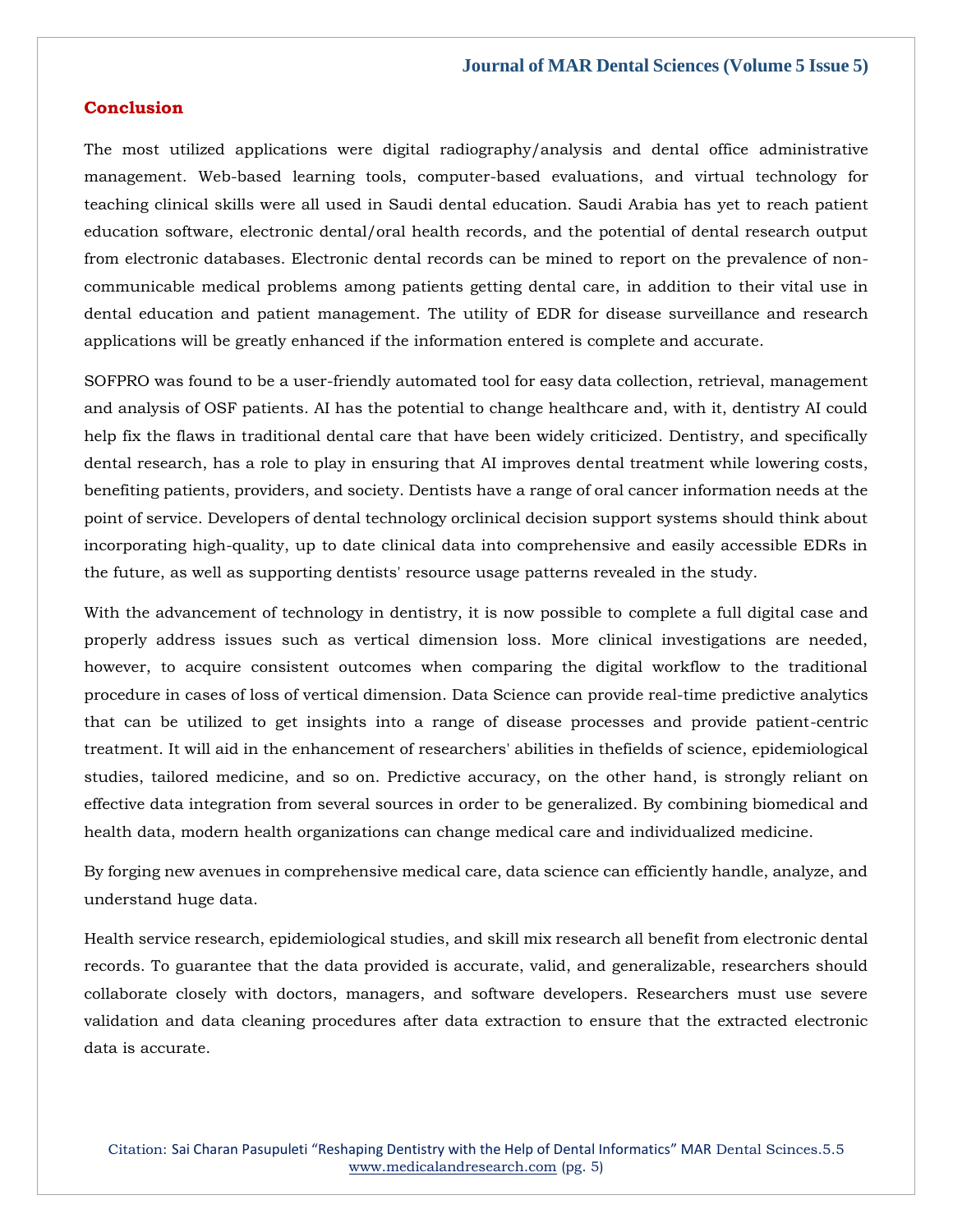## Conclusion

The most utilized applications were digital radiography/analysis and dental office administrative management. Web-based learning tools, computer-based evaluations, and virtual technology for teaching clinical skills were all used in Saudi dental education. Saudi Arabia has yet to reach patient education software, electronic dental/oral health records, and the potential of dental research output from electronic databases. Electronic dental records can be mined to report on the prevalence of non-communicable medical problems among patients getting dental care, in addition to their vital use in dental education and patient management. The utility of EDR for disease surveillance and research applications will be greatly enhanced if the information entered is complete and accurate.

SOFPRO was found to be a user-friendly automated tool for easy data collection, retrieval, management and analysis of OSF patients. AI has the potential to change healthcare and, with it, dentistry AI could help fix the flaws in traditional dental care that have been widely criticized. Dentistry, and specifically dental research, has a role to play in ensuring that AI improves dental treatment while lowering costs, benefiting patients, providers, and society. Dentists have a range of oral cancer information needs at the point of service. Developers of dental technology orclinical decision support systems should think about incorporating high-quality, up to date clinical data into comprehensive and easily accessible EDRs in the future, as well as supporting dentists' resource usage patterns revealed in the study.

With the advancement of technology in dentistry, it is now possible to complete a full digital case and properly address issues such as vertical dimension loss. More clinical investigations are needed, however, to acquire consistent outcomes when comparing the digital workflow to the traditional procedure in cases of loss of vertical dimension. Data Science can provide real-time predictive analytics that can be utilized to get insights into a range of disease processes and provide patient-centric treatment. It will aid in the enhancement of researchers' abilities in thefields of science, epidemiological studies, tailored medicine, and so on. Predictive accuracy, on the other hand, is strongly reliant on effective data integration from several sources in order to be generalized. By combining biomedical and health data, modern health organizations can change medical care and individualized medicine.

By forging new avenues in comprehensive medical care, data science can efficiently handle, analyze, and understand huge data.

Health service research, epidemiological studies, and skill mix research all benefit from electronic dental records. To guarantee that the data provided is accurate, valid, and generalizable, researchers should collaborate closely with doctors, managers, and software developers. Researchers must use severe validation and data cleaning procedures after data extraction to ensure that the extracted electronic data is accurate.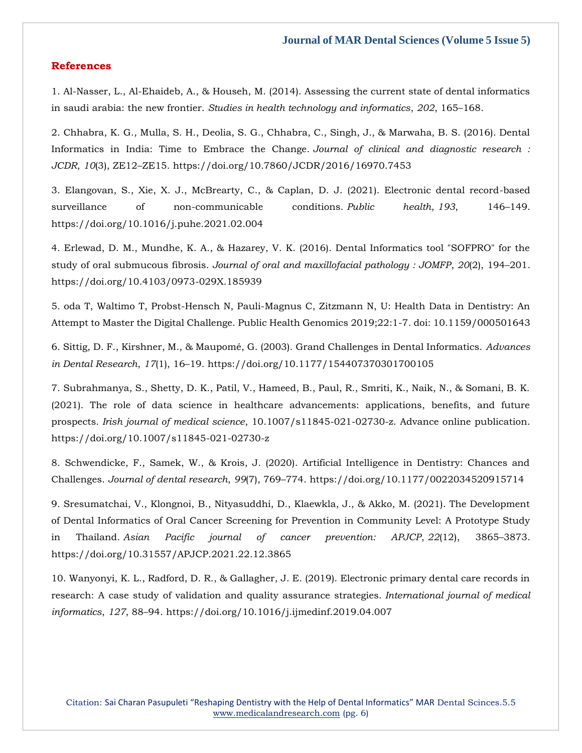## References

1. Al-Nasser, L., Al-Ehaideb, A., & Househ, M. (2014). Assessing the current state of dental informatics in saudi arabia: the new frontier. *Studies in health technology and informatics*, *202*, 165–168.

2. Chhabra, K. G., Mulla, S. H., Deolia, S. G., Chhabra, C., Singh, J., & Marwaha, B. S. (2016). Dental Informatics in India: Time to Embrace the Change. *Journal of clinical and diagnostic research : JCDR*, *10*(3), ZE12–ZE15. https://doi.org/10.7860/JCDR/2016/16970.7453

3. Elangovan, S., Xie, X. J., McBrearty, C., & Caplan, D. J. (2021). Electronic dental record-based surveillance of non-communicable conditions. *Public health*, *193*, 146–149. https://doi.org/10.1016/j.puhe.2021.02.004

4. Erlewad, D. M., Mundhe, K. A., & Hazarey, V. K. (2016). Dental Informatics tool "SOFPRO" for the study of oral submucous fibrosis. *Journal of oral and maxillofacial pathology : JOMFP*, *20*(2), 194–201. https://doi.org/10.4103/0973-029X.185939

5. oda T, Waltimo T, Probst-Hensch N, Pauli-Magnus C, Zitzmann N, U: Health Data in Dentistry: An Attempt to Master the Digital Challenge. Public Health Genomics 2019;22:1-7. doi: 10.1159/000501643

6. Sittig, D. F., Kirshner, M., & Maupomé, G. (2003). Grand Challenges in Dental Informatics. *Advances in Dental Research*, *17*(1), 16–19. https://doi.org/10.1177/154407370301700105

7. Subrahmanya, S., Shetty, D. K., Patil, V., Hameed, B., Paul, R., Smriti, K., Naik, N., & Somani, B. K. (2021). The role of data science in healthcare advancements: applications, benefits, and future prospects. *Irish journal of medical science*, 10.1007/s11845-021-02730-z. Advance online publication. https://doi.org/10.1007/s11845-021-02730-z

8. Schwendicke, F., Samek, W., & Krois, J. (2020). Artificial Intelligence in Dentistry: Chances and Challenges. *Journal of dental research*, *99*(7), 769–774. https://doi.org/10.1177/0022034520915714

9. Sresumatchai, V., Klongnoi, B., Nityasuddhi, D., Klaewkla, J., & Akko, M. (2021). The Development of Dental Informatics of Oral Cancer Screening for Prevention in Community Level: A Prototype Study in Thailand. *Asian Pacific journal of cancer prevention: APJCP*, *22*(12), 3865–3873. https://doi.org/10.31557/APJCP.2021.22.12.3865

10. Wanyonyi, K. L., Radford, D. R., & Gallagher, J. E. (2019). Electronic primary dental care records in research: A case study of validation and quality assurance strategies. *International journal of medical informatics*, *127*, 88–94. https://doi.org/10.1016/j.ijmedinf.2019.04.007